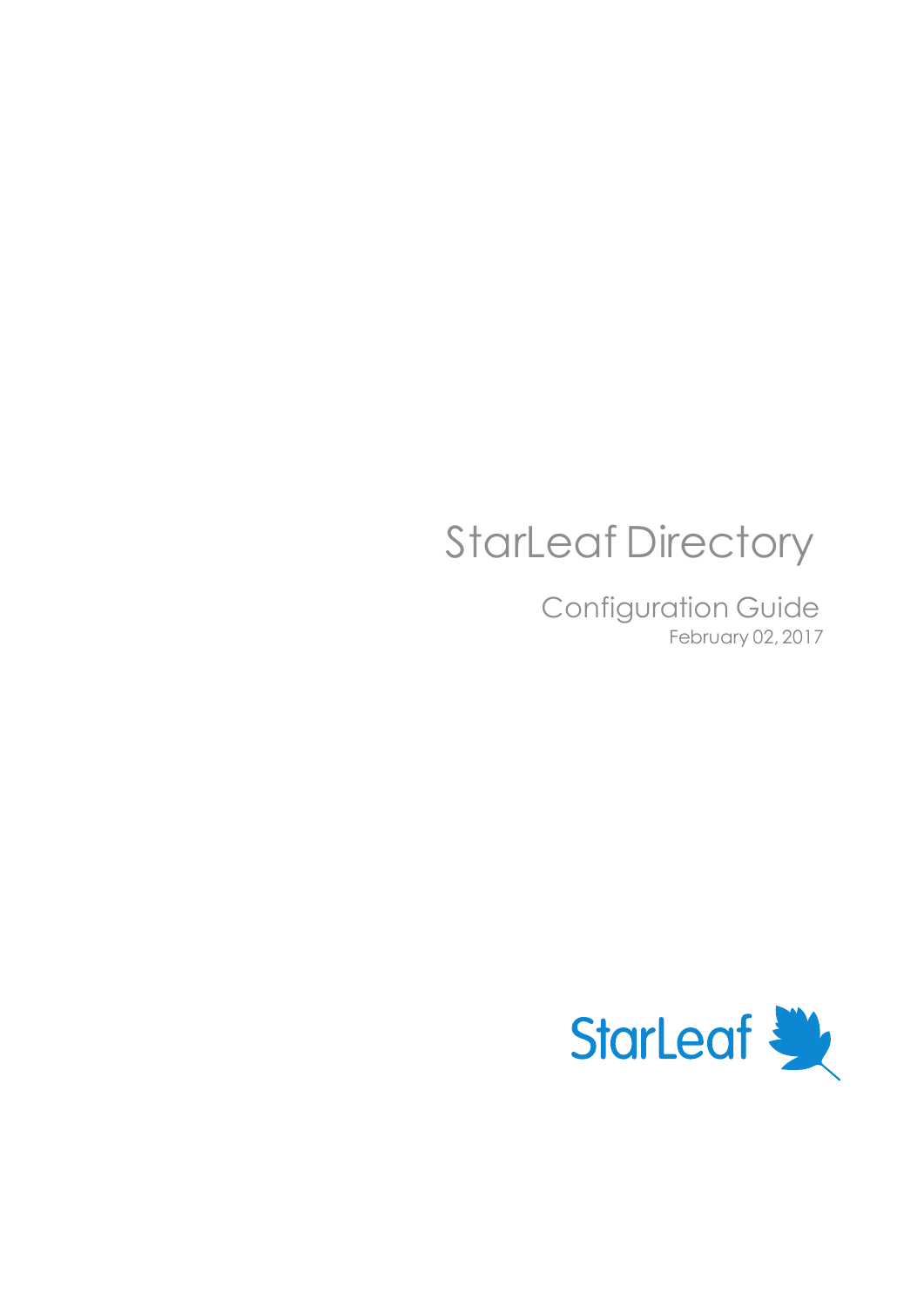# StarLeaf Directory

## Configuration Guide

February 02, 2017

StarLeaf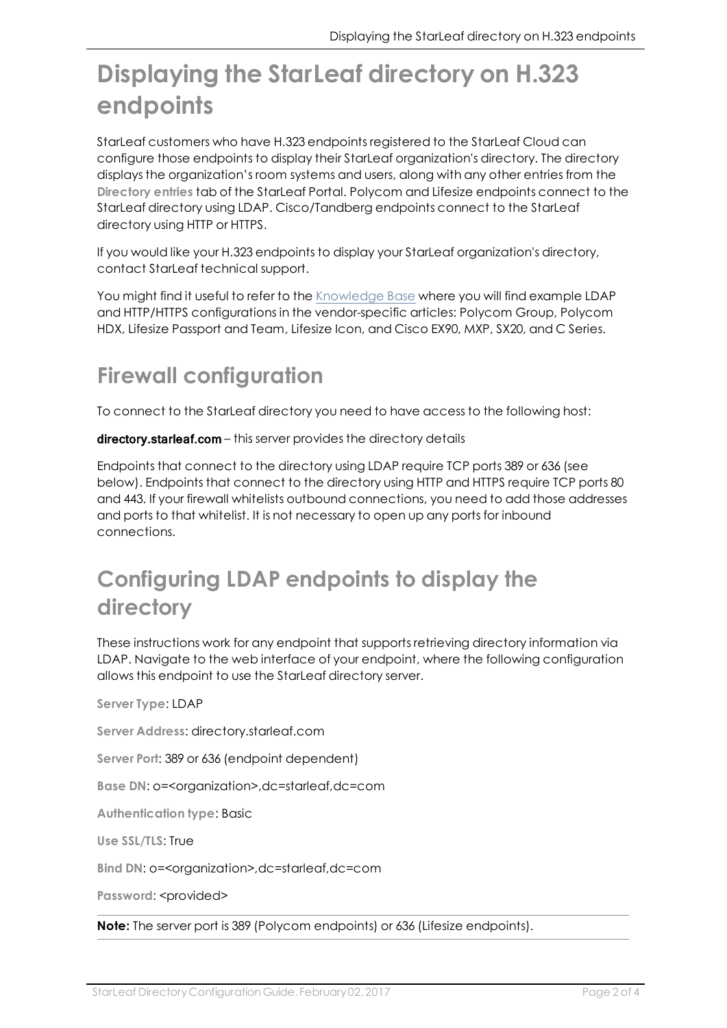# Displaying the StarLeaf directory on H.323 endpoints

StarLeaf customers who have H.323 endpoints registered to the StarLeaf Cloud can configure those endpoints to display their StarLeaf organization's directory. The directory displays the organization's room systems and users, along with any other entries from the **Directory entries** tab of the StarLeaf Portal. Polycom and Lifesize endpoints connect to the StarLeaf directory using LDAP. Cisco/Tandberg endpoints connect to the StarLeaf directory using HTTP or HTTPS.

If you would like your H.323 endpoints to display your StarLeaf organization's directory, contact StarLeaf technical support.

You might find it useful to refer to the Knowledge Base where you will find example LDAP and HTTP/HTTPS configurations in the vendor-specific articles: Polycom Group, Polycom HDX, Lifesize Passport and Team, Lifesize Icon, and Cisco EX90, MXP, SX20, and C Series.

## Firewall configuration

To connect to the StarLeaf directory you need to have access to the following host:

**directory.starleaf.com** – this server provides the directory details

Endpoints that connect to the directory using LDAP require TCP ports 389 or 636 (see below). Endpoints that connect to the directory using HTTP and HTTPS require TCP ports 80 and 443. If your firewall whitelists outbound connections, you need to add those addresses and ports to that whitelist. It is not necessary to open up any ports for inbound connections.

## Configuring LDAP endpoints to display the directory

These instructions work for any endpoint that supports retrieving directory information via LDAP. Navigate to the web interface of your endpoint, where the following configuration allows this endpoint to use the StarLeaf directory server.

**Server Type**: LDAP

**Server Address**: directory.starleaf.com

**Server Port**: 389 or 636 (endpoint dependent)

**Base DN**: o=<organization>,dc=starleaf,dc=com

**Authentication type**: Basic

**Use SSL/TLS**: True

**Bind DN**: o=<organization>,dc=starleaf,dc=com

**Password**: <provided>

**Note:** The server port is 389 (Polycom endpoints) or 636 (Lifesize endpoints).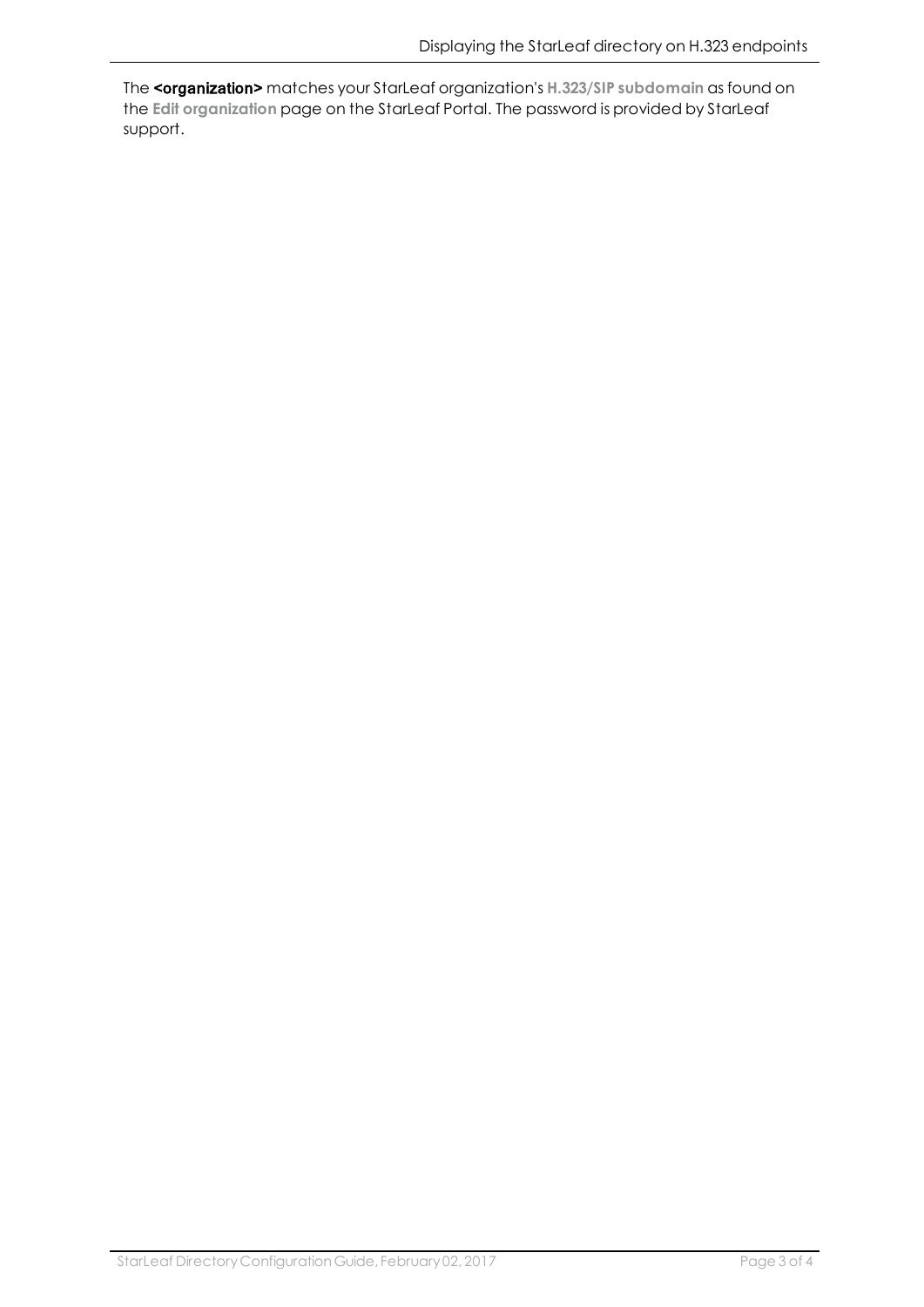The **<organization>** matches your StarLeaf organization's **H.323/SIP subdomain** as found on the **Edit organization** page on the StarLeaf Portal. The password is provided by StarLeaf support.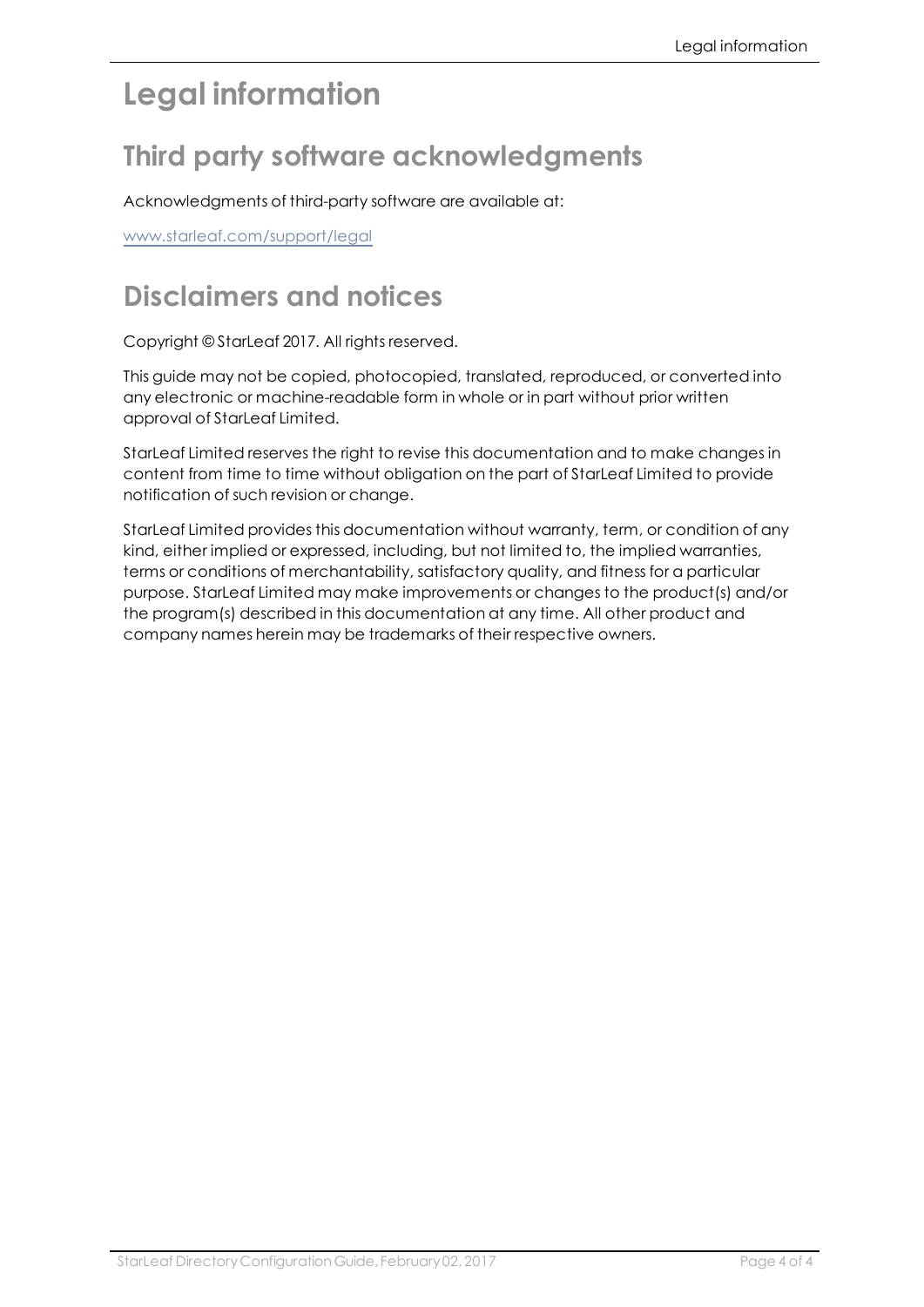# Legal information

## Third party software acknowledgments

Acknowledgments of third-party software are available at:

www.starleaf.com/support/legal

## Disclaimers and notices

Copyright © StarLeaf 2017. All rights reserved.

This guide may not be copied, photocopied, translated, reproduced, or converted into any electronic or machine-readable form in whole or in part without prior written approval of StarLeaf Limited.

StarLeaf Limited reserves the right to revise this documentation and to make changes in content from time to time without obligation on the part of StarLeaf Limited to provide notification of such revision or change.

StarLeaf Limited provides this documentation without warranty, term, or condition of any kind, either implied or expressed, including, but not limited to, the implied warranties, terms or conditions of merchantability, satisfactory quality, and fitness for a particular purpose. StarLeaf Limited may make improvements or changes to the product(s) and/or the program(s) described in this documentation at any time. All other product and company names herein may be trademarks of their respective owners.